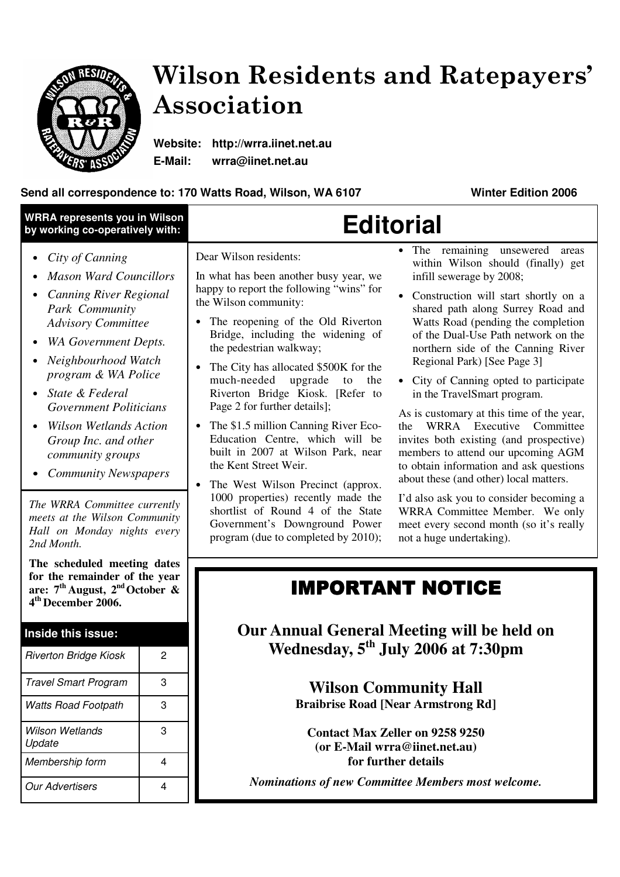# Wilson Residents and Ratepayers' Association

**Website: http://wrra.iinet.net.au**
**E-Mail: wrra@iinet.net.au**

**Send all correspondence to: 170 Watts Road, Wilson, WA 6107** **Winter Edition 2006**

**WRRA represents you in Wilson by working co-operatively with:**

- *City of Canning*
- *Mason Ward Councillors*
- *Canning River Regional Park Community Advisory Committee*
- *WA Government Depts.*
- *Neighbourhood Watch program & WA Police*
- *State & Federal Government Politicians*
- *Wilson Wetlands Action Group Inc. and other community groups*
- *Community Newspapers*

*The WRRA Committee currently meets at the Wilson Community Hall on Monday nights every 2nd Month.*

**The scheduled meeting dates for the remainder of the year are: 7th August, 2nd October & 4th December 2006.**

**Inside this issue:**

| | |
|---|---|
| *Riverton Bridge Kiosk* | 2 |
| *Travel Smart Program* | 3 |
| *Watts Road Footpath* | 3 |
| *Wilson Wetlands Update* | 3 |
| *Membership form* | 4 |
| *Our Advertisers* | 4 |

# Editorial

Dear Wilson residents:

In what has been another busy year, we happy to report the following "wins" for the Wilson community:

- The reopening of the Old Riverton Bridge, including the widening of the pedestrian walkway;
- The City has allocated $500K for the much-needed upgrade to the Riverton Bridge Kiosk. [Refer to Page 2 for further details];
- The $1.5 million Canning River Eco-Education Centre, which will be built in 2007 at Wilson Park, near the Kent Street Weir.
- The West Wilson Precinct (approx. 1000 properties) recently made the shortlist of Round 4 of the State Government's Downground Power program (due to completed by 2010);
- The remaining unsewered areas within Wilson should (finally) get infill sewerage by 2008;
- Construction will start shortly on a shared path along Surrey Road and Watts Road (pending the completion of the Dual-Use Path network on the northern side of the Canning River Regional Park) [See Page 3]
- City of Canning opted to participate in the TravelSmart program.

As is customary at this time of the year, the WRRA Executive Committee invites both existing (and prospective) members to attend our upcoming AGM to obtain information and ask questions about these (and other) local matters.

I'd also ask you to consider becoming a WRRA Committee Member. We only meet every second month (so it's really not a huge undertaking).

## IMPORTANT NOTICE

**Our Annual General Meeting will be held on Wednesday, 5th July 2006 at 7:30pm**

**Wilson Community Hall**
**Braibrise Road [Near Armstrong Rd]**

**Contact Max Zeller on 9258 9250**
**(or E-Mail wrra@iinet.net.au)**
**for further details**

***Nominations of new Committee Members most welcome.***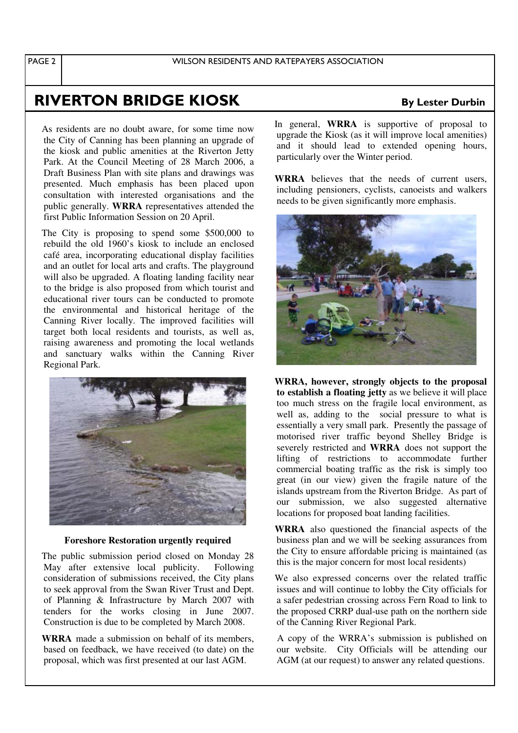# RIVERTON BRIDGE KIOSK

**By Lester Durbin**

As residents are no doubt aware, for some time now the City of Canning has been planning an upgrade of the kiosk and public amenities at the Riverton Jetty Park. At the Council Meeting of 28 March 2006, a Draft Business Plan with site plans and drawings was presented. Much emphasis has been placed upon consultation with interested organisations and the public generally. **WRRA** representatives attended the first Public Information Session on 20 April.

The City is proposing to spend some $500,000 to rebuild the old 1960's kiosk to include an enclosed café area, incorporating educational display facilities and an outlet for local arts and crafts. The playground will also be upgraded. A floating landing facility near to the bridge is also proposed from which tourist and educational river tours can be conducted to promote the environmental and historical heritage of the Canning River locally. The improved facilities will target both local residents and tourists, as well as, raising awareness and promoting the local wetlands and sanctuary walks within the Canning River Regional Park.

**Foreshore Restoration urgently required**

The public submission period closed on Monday 28 May after extensive local publicity. Following consideration of submissions received, the City plans to seek approval from the Swan River Trust and Dept. of Planning & Infrastructure by March 2007 with tenders for the works closing in June 2007. Construction is due to be completed by March 2008.

**WRRA** made a submission on behalf of its members, based on feedback, we have received (to date) on the proposal, which was first presented at our last AGM.

In general, **WRRA** is supportive of proposal to upgrade the Kiosk (as it will improve local amenities) and it should lead to extended opening hours, particularly over the Winter period.

**WRRA** believes that the needs of current users, including pensioners, cyclists, canoeists and walkers needs to be given significantly more emphasis.

**WRRA, however, strongly objects to the proposal to establish a floating jetty** as we believe it will place too much stress on the fragile local environment, as well as, adding to the social pressure to what is essentially a very small park. Presently the passage of motorised river traffic beyond Shelley Bridge is severely restricted and **WRRA** does not support the lifting of restrictions to accommodate further commercial boating traffic as the risk is simply too great (in our view) given the fragile nature of the islands upstream from the Riverton Bridge. As part of our submission, we also suggested alternative locations for proposed boat landing facilities.

**WRRA** also questioned the financial aspects of the business plan and we will be seeking assurances from the City to ensure affordable pricing is maintained (as this is the major concern for most local residents)

We also expressed concerns over the related traffic issues and will continue to lobby the City officials for a safer pedestrian crossing across Fern Road to link to the proposed CRRP dual-use path on the northern side of the Canning River Regional Park.

A copy of the WRRA's submission is published on our website. City Officials will be attending our AGM (at our request) to answer any related questions.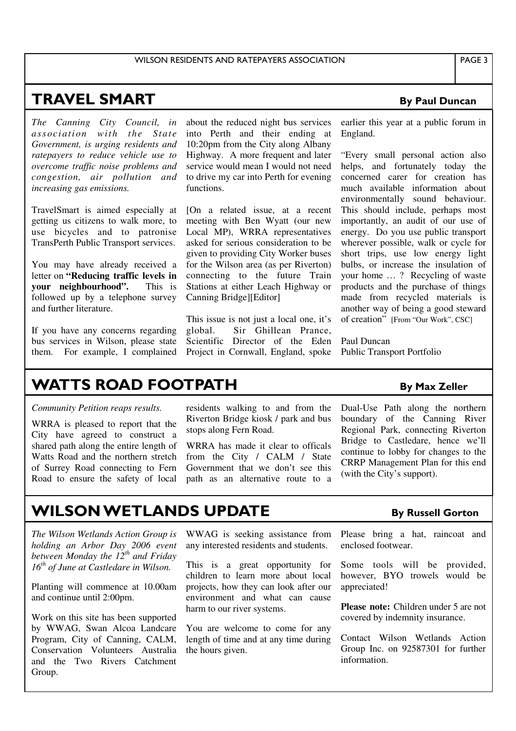## TRAVEL SMART

**By Paul Duncan**

*The Canning City Council, in association with the State Government, is urging residents and ratepayers to reduce vehicle use to overcome traffic noise problems and congestion, air pollution and increasing gas emissions.*

TravelSmart is aimed especially at getting us citizens to walk more, to use bicycles and to patronise TransPerth Public Transport services.

You may have already received a letter on **"Reducing traffic levels in your neighbourhood".** This is followed up by a telephone survey and further literature.

If you have any concerns regarding bus services in Wilson, please state them. For example, I complained about the reduced night bus services into Perth and their ending at 10:20pm from the City along Albany Highway. A more frequent and later service would mean I would not need to drive my car into Perth for evening functions.

[On a related issue, at a recent meeting with Ben Wyatt (our new Local MP), WRRA representatives asked for serious consideration to be given to providing City Worker buses for the Wilson area (as per Riverton) connecting to the future Train Stations at either Leach Highway or Canning Bridge][Editor]

This issue is not just a local one, it's global. Sir Ghillean Prance, Scientific Director of the Eden Project in Cornwall, England, spoke earlier this year at a public forum in England.

"Every small personal action also helps, and fortunately today the concerned carer for creation has much available information about environmentally sound behaviour. This should include, perhaps most importantly, an audit of our use of energy. Do you use public transport wherever possible, walk or cycle for short trips, use low energy light bulbs, or increase the insulation of your home … ? Recycling of waste products and the purchase of things made from recycled materials is another way of being a good steward of creation" [From "Our Work", CSC]

Paul Duncan
Public Transport Portfolio

## WATTS ROAD FOOTPATH

**By Max Zeller**

*Community Petition reaps results.*

WRRA is pleased to report that the City have agreed to construct a shared path along the entire length of Watts Road and the northern stretch of Surrey Road connecting to Fern Road to ensure the safety of local residents walking to and from the Riverton Bridge kiosk / park and bus stops along Fern Road.

WRRA has made it clear to offficals from the City / CALM / State Government that we don't see this path as an alternative route to a Dual-Use Path along the northern boundary of the Canning River Regional Park, connecting Riverton Bridge to Castledare, hence we'll continue to lobby for changes to the CRRP Management Plan for this end (with the City's support).

## WILSON WETLANDS UPDATE

**By Russell Gorton**

*The Wilson Wetlands Action Group is holding an Arbor Day 2006 event between Monday the 12th and Friday 16th of June at Castledare in Wilson.*

Planting will commence at 10.00am and continue until 2:00pm.

Work on this site has been supported by WWAG, Swan Alcoa Landcare Program, City of Canning, CALM, Conservation Volunteers Australia and the Two Rivers Catchment Group.

WWAG is seeking assistance from any interested residents and students.

This is a great opportunity for children to learn more about local projects, how they can look after our environment and what can cause harm to our river systems.

You are welcome to come for any length of time and at any time during the hours given.

Please bring a hat, raincoat and enclosed footwear.

Some tools will be provided, however, BYO trowels would be appreciated!

**Please note:** Children under 5 are not covered by indemnity insurance.

Contact Wilson Wetlands Action Group Inc. on 92587301 for further information.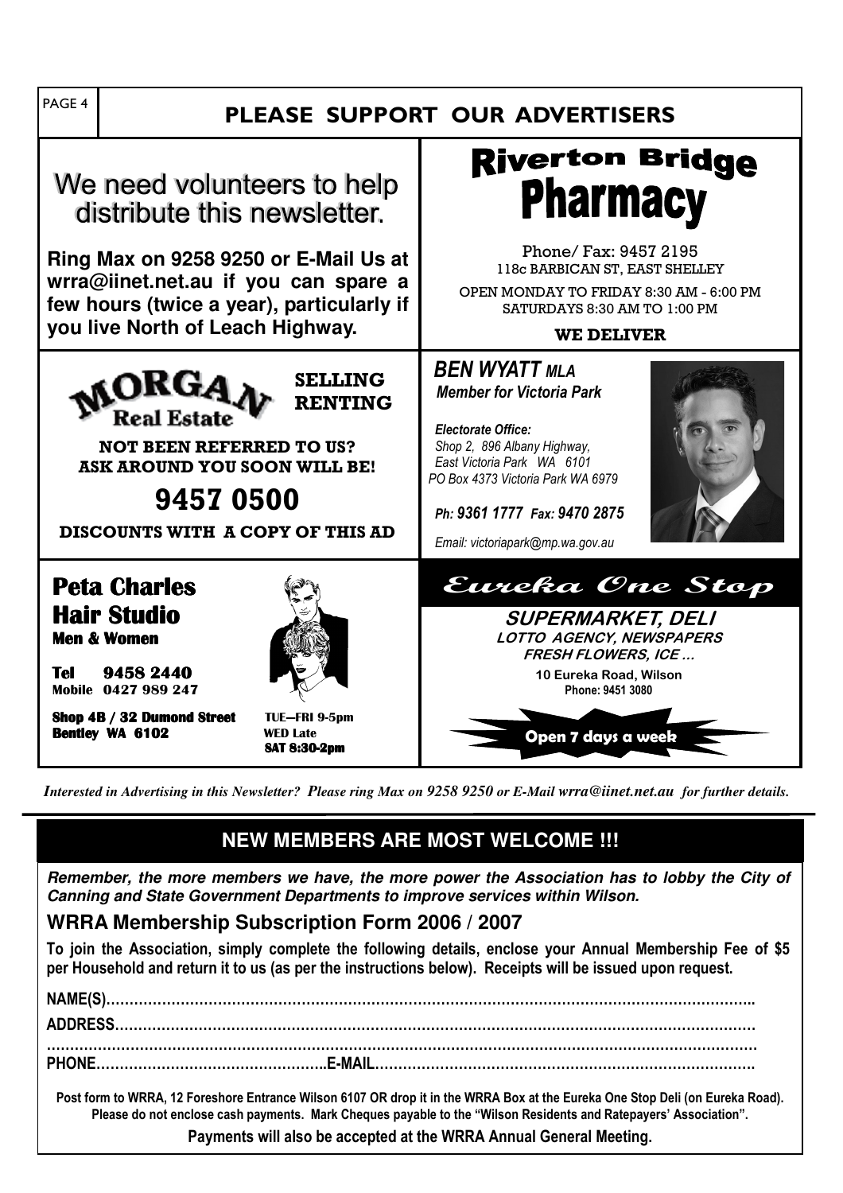# PLEASE SUPPORT OUR ADVERTISERS

## We need volunteers to help distribute this newsletter.

**Ring Max on 9258 9250 or E-Mail Us at wrra@iinet.net.au if you can spare a few hours (twice a year), particularly if you live North of Leach Highway.**

## Riverton Bridge Pharmacy

Phone/ Fax: 9457 2195
118c BARBICAN ST, EAST SHELLEY

OPEN MONDAY TO FRIDAY 8:30 AM - 6:00 PM
SATURDAYS 8:30 AM TO 1:00 PM

**WE DELIVER**

## MORGAN Real Estate

**SELLING**
**RENTING**

**NOT BEEN REFERRED TO US? ASK AROUND YOU SOON WILL BE!**

**9457 0500**

**DISCOUNTS WITH A COPY OF THIS AD**

## *BEN WYATT MLA*

***Member for Victoria Park***

***Electorate Office:***
*Shop 2, 896 Albany Highway,*
*East Victoria Park WA 6101*
*PO Box 4373 Victoria Park WA 6979*

***Ph: 9361 1777 Fax: 9470 2875***

*Email: victoriapark@mp.wa.gov.au*

## Peta Charles Hair Studio

**Men & Women**

**Tel 9458 2440**
**Mobile 0427 989 247**

**Shop 4B / 32 Dumond Street**
**Bentley WA 6102**

**TUE—FRI 9-5pm**
**WED Late**
**SAT 8:30-2pm**

## Eureka One Stop

***SUPERMARKET, DELI***
***LOTTO AGENCY, NEWSPAPERS***
***FRESH FLOWERS, ICE ...***

**10 Eureka Road, Wilson**
**Phone: 9451 3080**

**Open 7 days a week**

*Interested in Advertising in this Newsletter? Please ring Max on 9258 9250 or E-Mail wrra@iinet.net.au for further details.*

## NEW MEMBERS ARE MOST WELCOME !!!

***Remember, the more members we have, the more power the Association has to lobby the City of Canning and State Government Departments to improve services within Wilson.***

### WRRA Membership Subscription Form 2006 / 2007

**To join the Association, simply complete the following details, enclose your Annual Membership Fee of $5 per Household and return it to us (as per the instructions below). Receipts will be issued upon request.**

**NAME(S)………………………………………………………………………………………………………………………..**

**ADDRESS……………………………………………………………………………………………………………………….**

**…………………………………………………………………………………………………………………………………….**

**PHONE…………………………………………..E-MAIL……………………………………………………………………….**

**Post form to WRRA, 12 Foreshore Entrance Wilson 6107 OR drop it in the WRRA Box at the Eureka One Stop Deli (on Eureka Road). Please do not enclose cash payments. Mark Cheques payable to the "Wilson Residents and Ratepayers' Association".**

**Payments will also be accepted at the WRRA Annual General Meeting.**